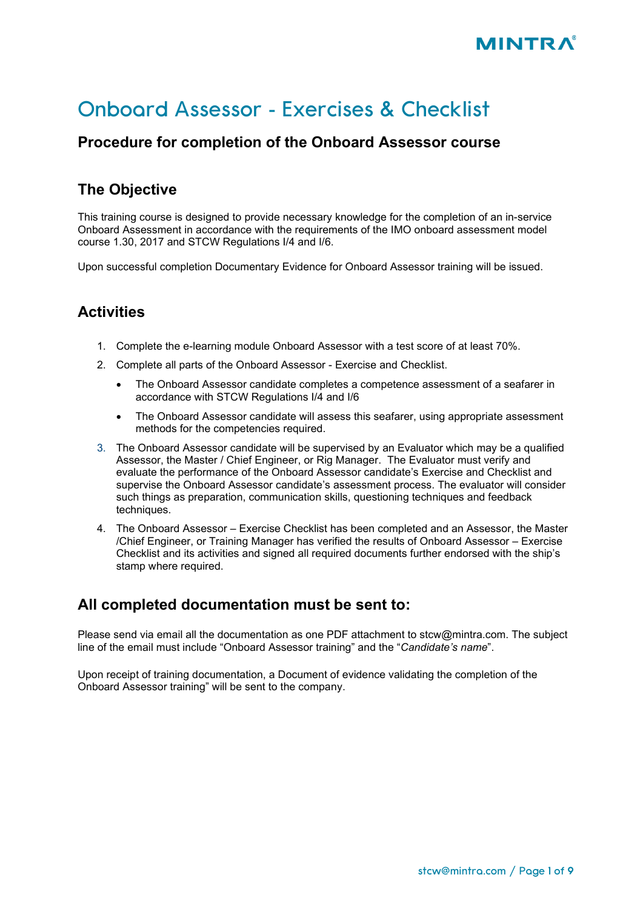# Onboard Assessor - Exercises & Checklist

## Procedure for completion of the Onboard Assessor course

## The Objective

This training course is designed to provide necessary knowledge for the completion of an in-service Onboard Assessment in accordance with the requirements of the IMO onboard assessment model course 1.30, 2017 and STCW Regulations I/4 and I/6.

Upon successful completion Documentary Evidence for Onboard Assessor training will be issued.

## Activities

1. Complete the e-learning module Onboard Assessor with a test score of at least 70%.
2. Complete all parts of the Onboard Assessor - Exercise and Checklist.
   - The Onboard Assessor candidate completes a competence assessment of a seafarer in accordance with STCW Regulations I/4 and I/6
   - The Onboard Assessor candidate will assess this seafarer, using appropriate assessment methods for the competencies required.
3. The Onboard Assessor candidate will be supervised by an Evaluator which may be a qualified Assessor, the Master / Chief Engineer, or Rig Manager. The Evaluator must verify and evaluate the performance of the Onboard Assessor candidate's Exercise and Checklist and supervise the Onboard Assessor candidate's assessment process. The evaluator will consider such things as preparation, communication skills, questioning techniques and feedback techniques.
4. The Onboard Assessor – Exercise Checklist has been completed and an Assessor, the Master /Chief Engineer, or Training Manager has verified the results of Onboard Assessor – Exercise Checklist and its activities and signed all required documents further endorsed with the ship's stamp where required.

## All completed documentation must be sent to:

Please send via email all the documentation as one PDF attachment to stcw@mintra.com. The subject line of the email must include "Onboard Assessor training" and the "*Candidate's name*".

Upon receipt of training documentation, a Document of evidence validating the completion of the Onboard Assessor training" will be sent to the company.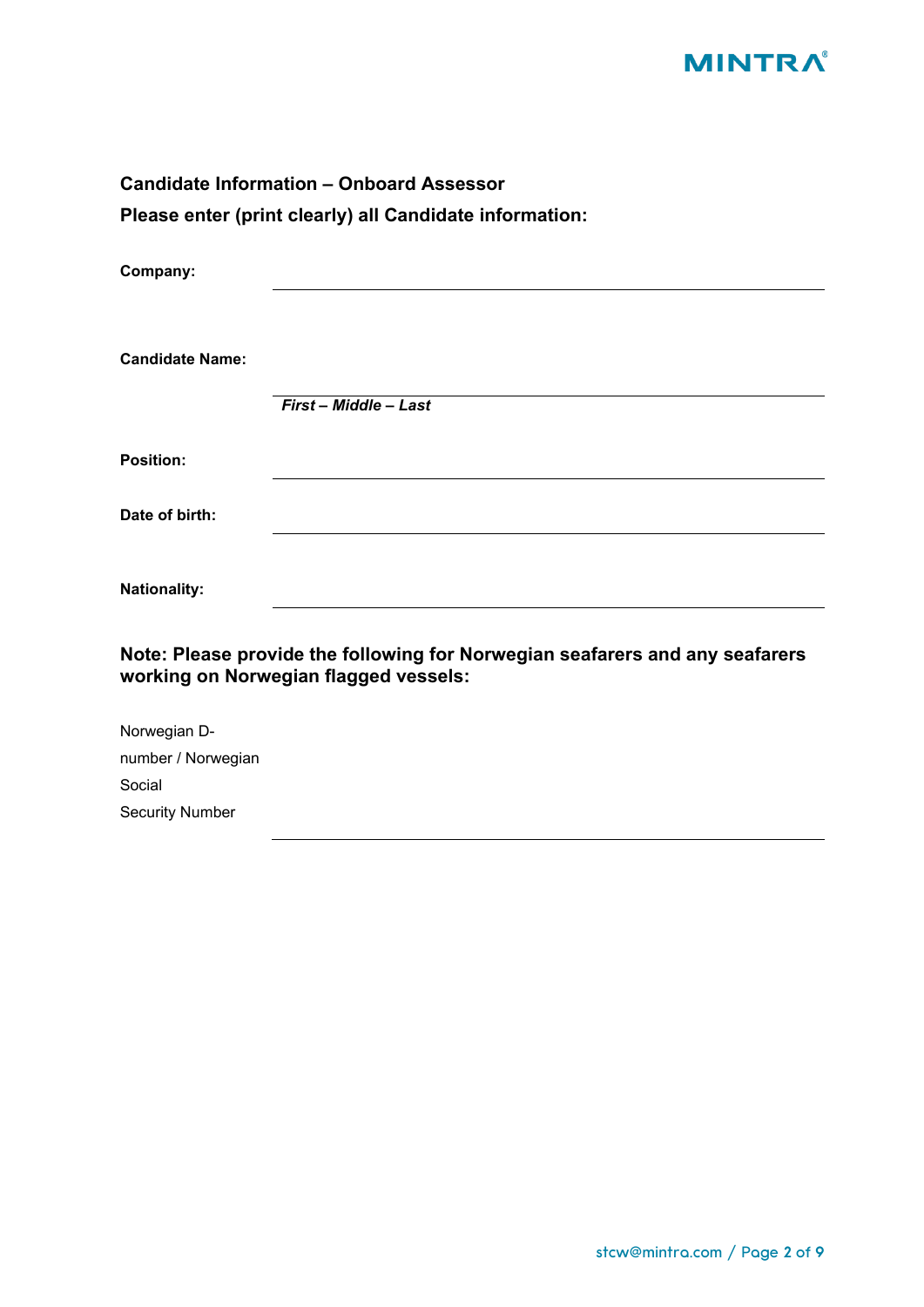**Candidate Information – Onboard Assessor**

**Please enter (print clearly) all Candidate information:**

**Company:** ______________________________

**Candidate Name:** ______________________________

*First – Middle – Last*

**Position:** ______________________________

**Date of birth:** ______________________________

**Nationality:** ______________________________

**Note: Please provide the following for Norwegian seafarers and any seafarers working on Norwegian flagged vessels:**

Norwegian D-number / Norwegian Social Security Number ______________________________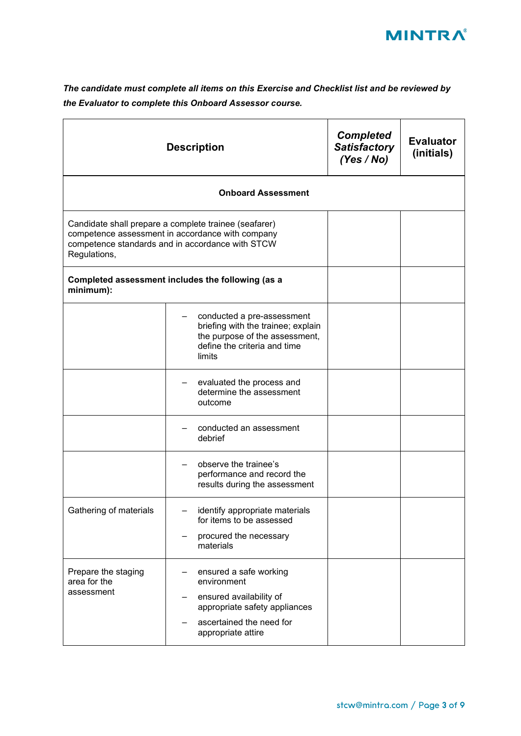***The candidate must complete all items on this Exercise and Checklist list and be reviewed by the Evaluator to complete this Onboard Assessor course.***

| Description | | *Completed Satisfactory (Yes / No)* | Evaluator (initials) |
|---|---|---|---|
| **Onboard Assessment** | | | |
| Candidate shall prepare a complete trainee (seafarer) competence assessment in accordance with company competence standards and in accordance with STCW Regulations, | | | |
| **Completed assessment includes the following (as a minimum):** | | | |
| | – conducted a pre-assessment briefing with the trainee; explain the purpose of the assessment, define the criteria and time limits | | |
| | – evaluated the process and determine the assessment outcome | | |
| | – conducted an assessment debrief | | |
| | – observe the trainee's performance and record the results during the assessment | | |
| Gathering of materials | – identify appropriate materials for items to be assessed<br>– procured the necessary materials | | |
| Prepare the staging area for the assessment | – ensured a safe working environment<br>– ensured availability of appropriate safety appliances<br>– ascertained the need for appropriate attire | | |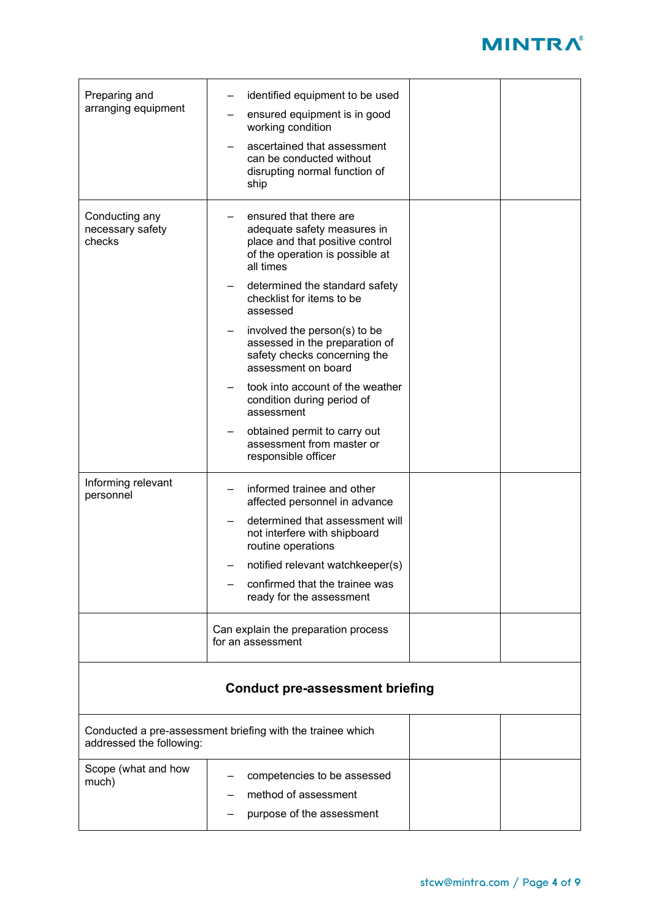| | | | |
|---|---|---|---|
| Preparing and arranging equipment | – identified equipment to be used<br>– ensured equipment is in good working condition<br>– ascertained that assessment can be conducted without disrupting normal function of ship | | |
| Conducting any necessary safety checks | – ensured that there are adequate safety measures in place and that positive control of the operation is possible at all times<br>– determined the standard safety checklist for items to be assessed<br>– involved the person(s) to be assessed in the preparation of safety checks concerning the assessment on board<br>– took into account of the weather condition during period of assessment<br>– obtained permit to carry out assessment from master or responsible officer | | |
| Informing relevant personnel | – informed trainee and other affected personnel in advance<br>– determined that assessment will not interfere with shipboard routine operations<br>– notified relevant watchkeeper(s)<br>– confirmed that the trainee was ready for the assessment | | |
| | Can explain the preparation process for an assessment | | |
| **Conduct pre-assessment briefing** | | | |
| Conducted a pre-assessment briefing with the trainee which addressed the following: | | | |
| Scope (what and how much) | – competencies to be assessed<br>– method of assessment<br>– purpose of the assessment | | |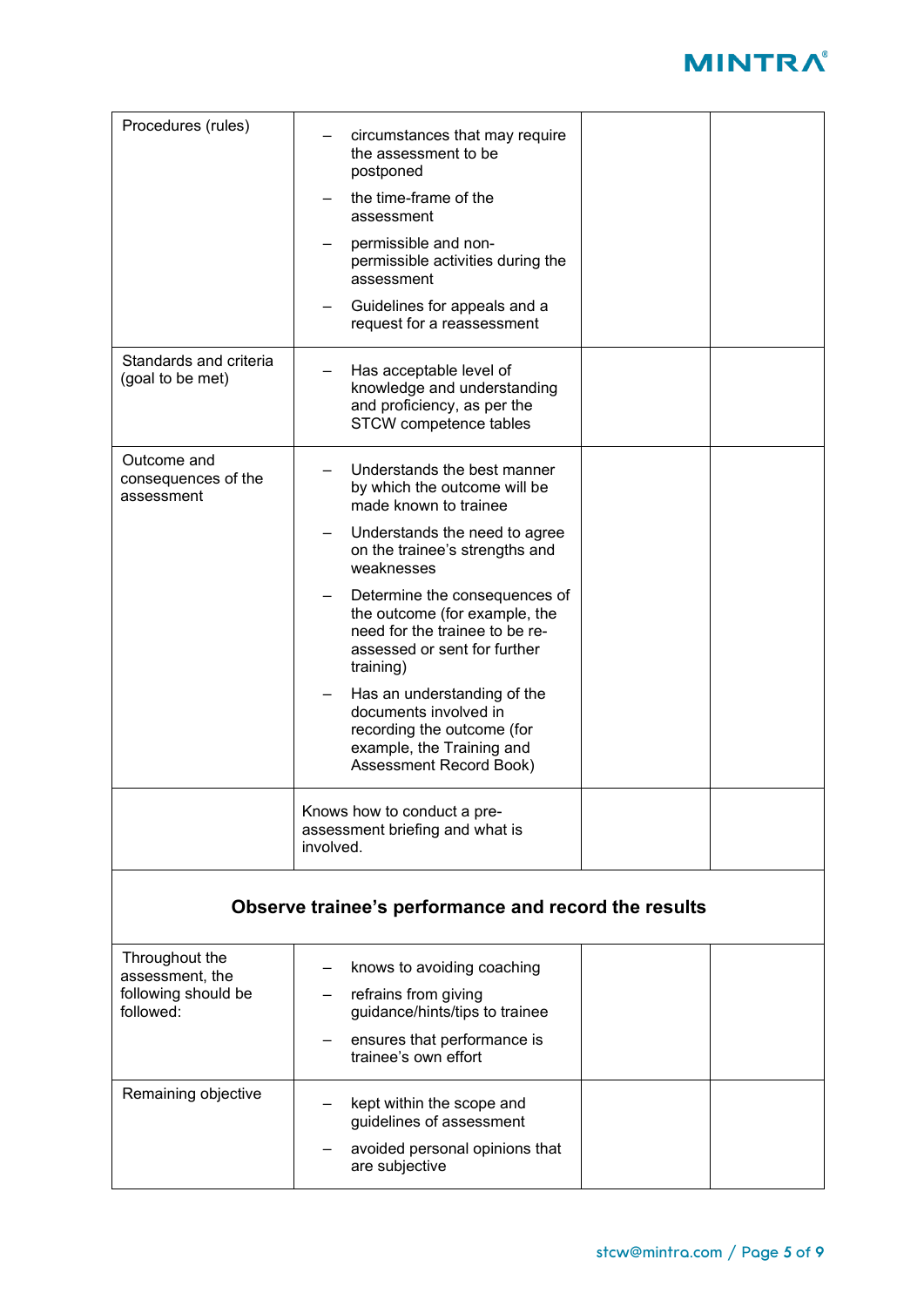| | | | |
|---|---|---|---|
| Procedures (rules) | – circumstances that may require the assessment to be postponed<br>– the time-frame of the assessment<br>– permissible and non-permissible activities during the assessment<br>– Guidelines for appeals and a request for a reassessment | | |
| Standards and criteria (goal to be met) | – Has acceptable level of knowledge and understanding and proficiency, as per the STCW competence tables | | |
| Outcome and consequences of the assessment | – Understands the best manner by which the outcome will be made known to trainee<br>– Understands the need to agree on the trainee's strengths and weaknesses<br>– Determine the consequences of the outcome (for example, the need for the trainee to be re-assessed or sent for further training)<br>– Has an understanding of the documents involved in recording the outcome (for example, the Training and Assessment Record Book) | | |
| | Knows how to conduct a pre-assessment briefing and what is involved. | | |
| **Observe trainee's performance and record the results** | | | |
| Throughout the assessment, the following should be followed: | – knows to avoiding coaching<br>– refrains from giving guidance/hints/tips to trainee<br>– ensures that performance is trainee's own effort | | |
| Remaining objective | – kept within the scope and guidelines of assessment<br>– avoided personal opinions that are subjective | | |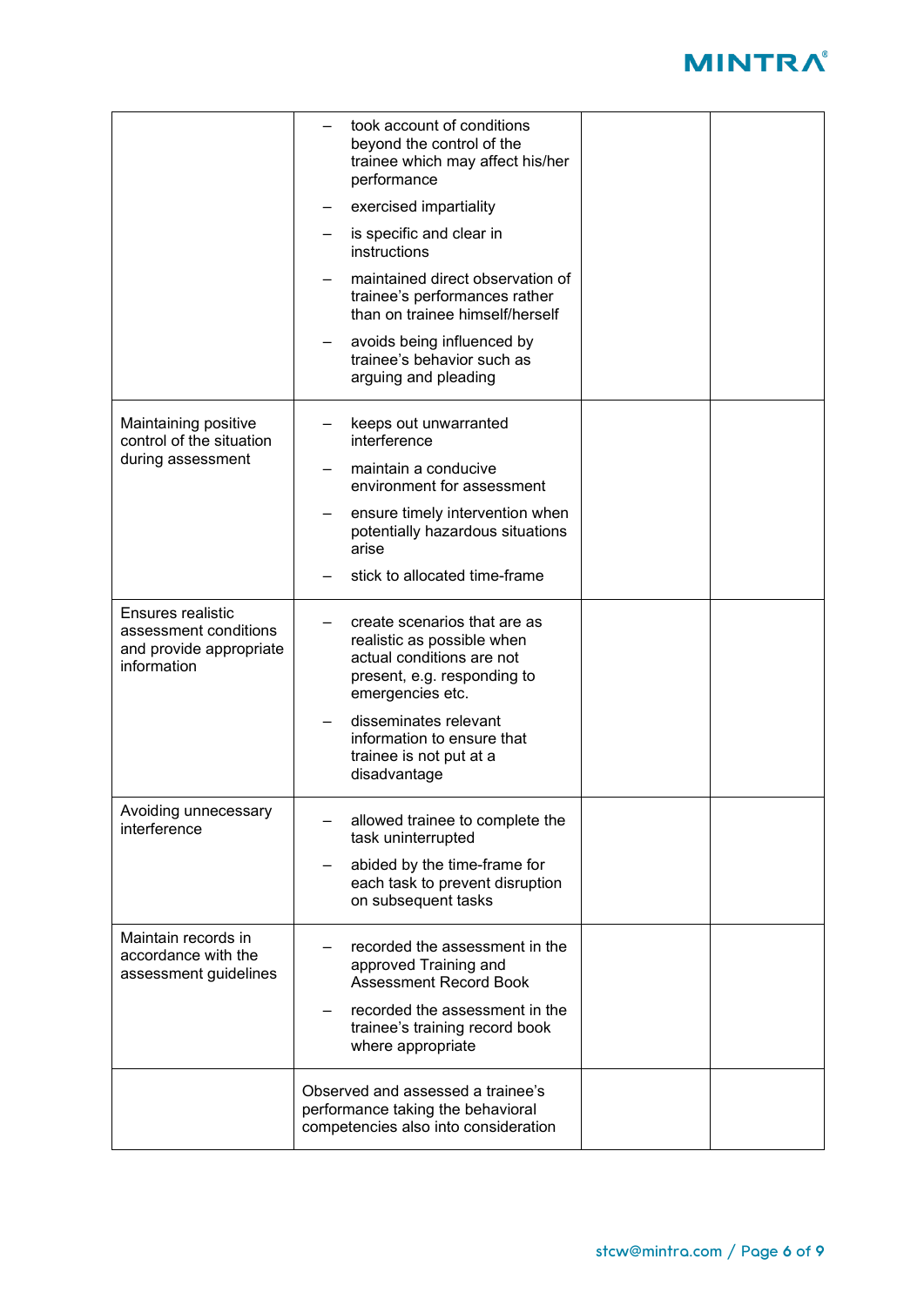| | | | |
|---|---|---|---|
| | – took account of conditions beyond the control of the trainee which may affect his/her performance<br>– exercised impartiality<br>– is specific and clear in instructions<br>– maintained direct observation of trainee's performances rather than on trainee himself/herself<br>– avoids being influenced by trainee's behavior such as arguing and pleading | | |
| Maintaining positive control of the situation during assessment | – keeps out unwarranted interference<br>– maintain a conducive environment for assessment<br>– ensure timely intervention when potentially hazardous situations arise<br>– stick to allocated time-frame | | |
| Ensures realistic assessment conditions and provide appropriate information | – create scenarios that are as realistic as possible when actual conditions are not present, e.g. responding to emergencies etc.<br>– disseminates relevant information to ensure that trainee is not put at a disadvantage | | |
| Avoiding unnecessary interference | – allowed trainee to complete the task uninterrupted<br>– abided by the time-frame for each task to prevent disruption on subsequent tasks | | |
| Maintain records in accordance with the assessment guidelines | – recorded the assessment in the approved Training and Assessment Record Book<br>– recorded the assessment in the trainee's training record book where appropriate | | |
| | Observed and assessed a trainee's performance taking the behavioral competencies also into consideration | | |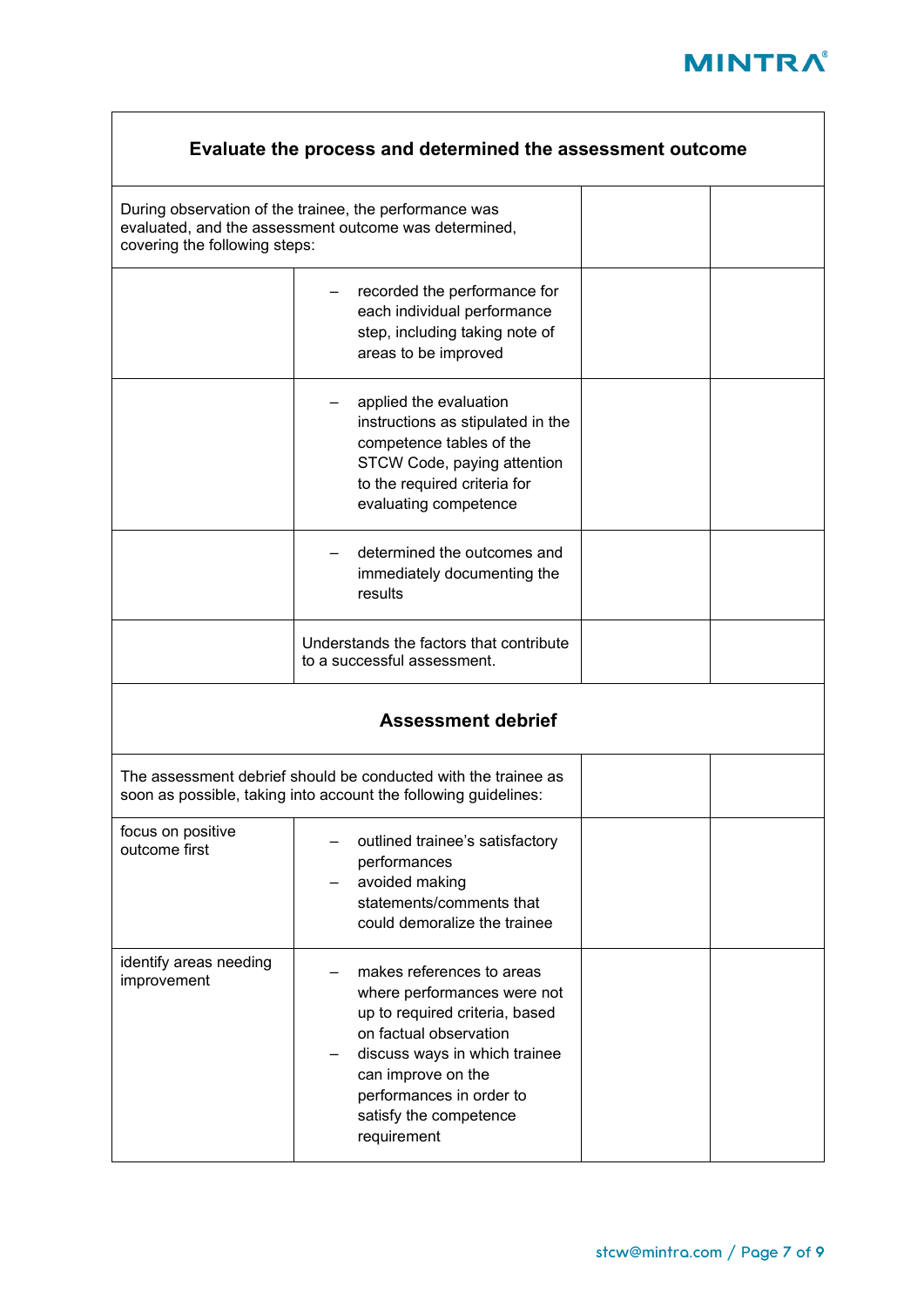| | | | |
|---|---|---|---|
| **Evaluate the process and determined the assessment outcome** | | | |
| During observation of the trainee, the performance was evaluated, and the assessment outcome was determined, covering the following steps: | | | |
| | – recorded the performance for each individual performance step, including taking note of areas to be improved | | |
| | – applied the evaluation instructions as stipulated in the competence tables of the STCW Code, paying attention to the required criteria for evaluating competence | | |
| | – determined the outcomes and immediately documenting the results | | |
| | Understands the factors that contribute to a successful assessment. | | |
| **Assessment debrief** | | | |
| The assessment debrief should be conducted with the trainee as soon as possible, taking into account the following guidelines: | | | |
| focus on positive outcome first | – outlined trainee's satisfactory performances<br>– avoided making statements/comments that could demoralize the trainee | | |
| identify areas needing improvement | – makes references to areas where performances were not up to required criteria, based on factual observation<br>– discuss ways in which trainee can improve on the performances in order to satisfy the competence requirement | | |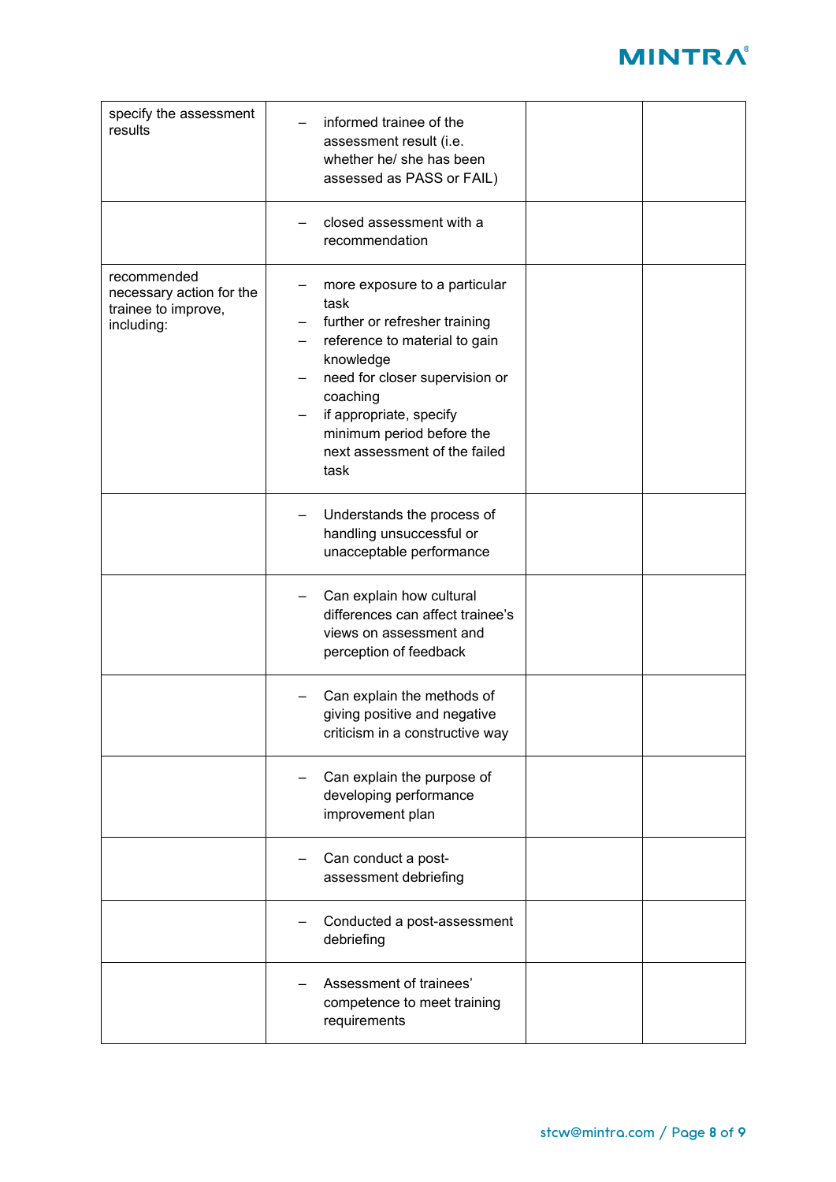| | | | |
|---|---|---|---|
| specify the assessment results | – informed trainee of the assessment result (i.e. whether he/ she has been assessed as PASS or FAIL) | | |
| | – closed assessment with a recommendation | | |
| recommended necessary action for the trainee to improve, including: | – more exposure to a particular task<br>– further or refresher training<br>– reference to material to gain knowledge<br>– need for closer supervision or coaching<br>– if appropriate, specify minimum period before the next assessment of the failed task | | |
| | – Understands the process of handling unsuccessful or unacceptable performance | | |
| | – Can explain how cultural differences can affect trainee's views on assessment and perception of feedback | | |
| | – Can explain the methods of giving positive and negative criticism in a constructive way | | |
| | – Can explain the purpose of developing performance improvement plan | | |
| | – Can conduct a post-assessment debriefing | | |
| | – Conducted a post-assessment debriefing | | |
| | – Assessment of trainees' competence to meet training requirements | | |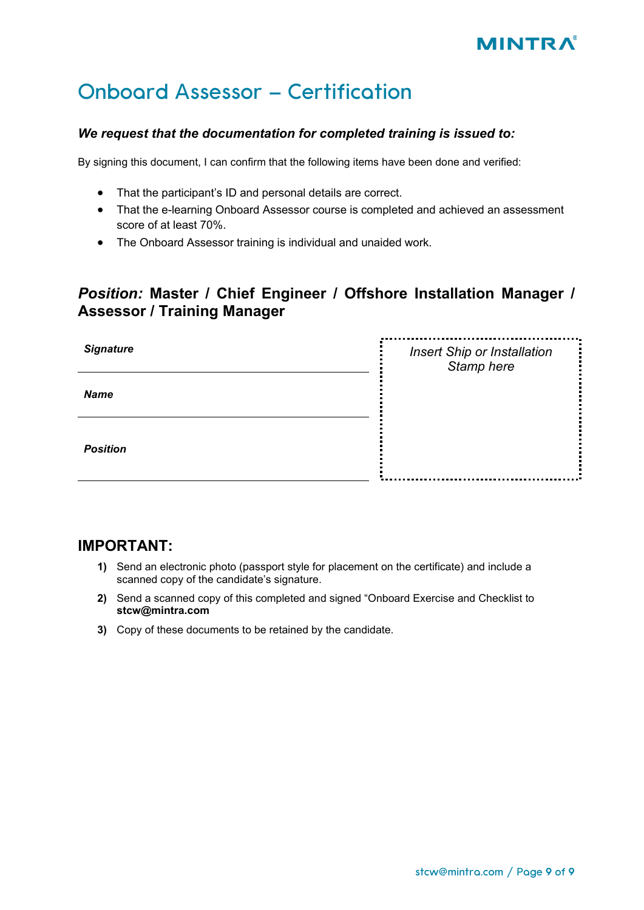# Onboard Assessor – Certification

***We request that the documentation for completed training is issued to:***

By signing this document, I can confirm that the following items have been done and verified:

- That the participant's ID and personal details are correct.
- That the e-learning Onboard Assessor course is completed and achieved an assessment score of at least 70%.
- The Onboard Assessor training is individual and unaided work.

## *Position:* Master / Chief Engineer / Offshore Installation Manager / Assessor / Training Manager

***Signature***

***Name***

***Position***

*Insert Ship or Installation Stamp here*

## IMPORTANT:

1) Send an electronic photo (passport style for placement on the certificate) and include a scanned copy of the candidate's signature.
2) Send a scanned copy of this completed and signed "Onboard Exercise and Checklist to **stcw@mintra.com**
3) Copy of these documents to be retained by the candidate.